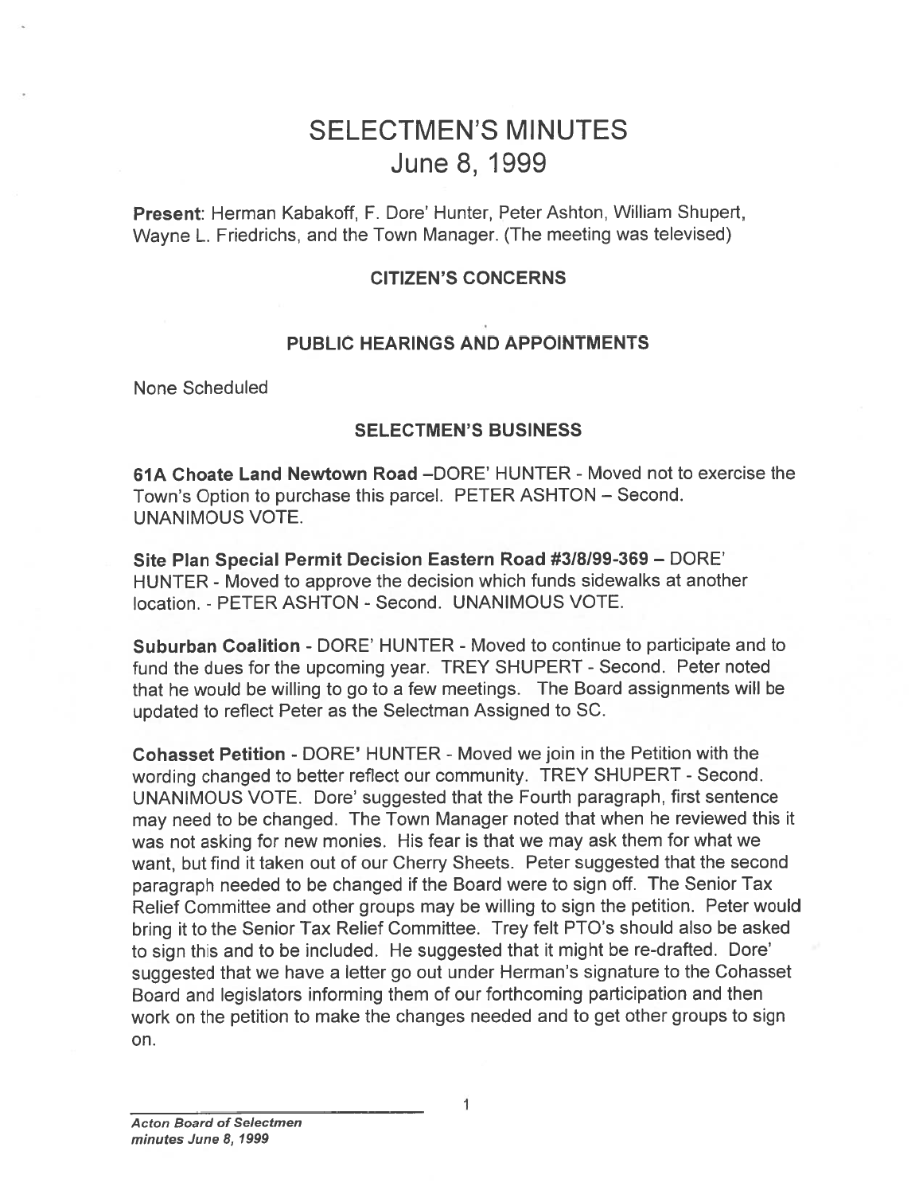# SELECTMEN'S MINUTES
# June 8, 1999

**Present**: Herman Kabakoff, F. Dore' Hunter, Peter Ashton, William Shupert, Wayne L. Friedrichs, and the Town Manager. (The meeting was televised)

### CITIZEN'S CONCERNS

### PUBLIC HEARINGS AND APPOINTMENTS

None Scheduled

### SELECTMEN'S BUSINESS

**61A Choate Land Newtown Road** –DORE' HUNTER - Moved not to exercise the Town's Option to purchase this parcel. PETER ASHTON – Second. UNANIMOUS VOTE.

**Site Plan Special Permit Decision Eastern Road #3/8/99-369** – DORE' HUNTER - Moved to approve the decision which funds sidewalks at another location. - PETER ASHTON - Second. UNANIMOUS VOTE.

**Suburban Coalition** - DORE' HUNTER - Moved to continue to participate and to fund the dues for the upcoming year. TREY SHUPERT - Second. Peter noted that he would be willing to go to a few meetings. The Board assignments will be updated to reflect Peter as the Selectman Assigned to SC.

**Cohasset Petition** - DORE' HUNTER - Moved we join in the Petition with the wording changed to better reflect our community. TREY SHUPERT - Second. UNANIMOUS VOTE. Dore' suggested that the Fourth paragraph, first sentence may need to be changed. The Town Manager noted that when he reviewed this it was not asking for new monies. His fear is that we may ask them for what we want, but find it taken out of our Cherry Sheets. Peter suggested that the second paragraph needed to be changed if the Board were to sign off. The Senior Tax Relief Committee and other groups may be willing to sign the petition. Peter would bring it to the Senior Tax Relief Committee. Trey felt PTO's should also be asked to sign this and to be included. He suggested that it might be re-drafted. Dore' suggested that we have a letter go out under Herman's signature to the Cohasset Board and legislators informing them of our forthcoming participation and then work on the petition to make the changes needed and to get other groups to sign on.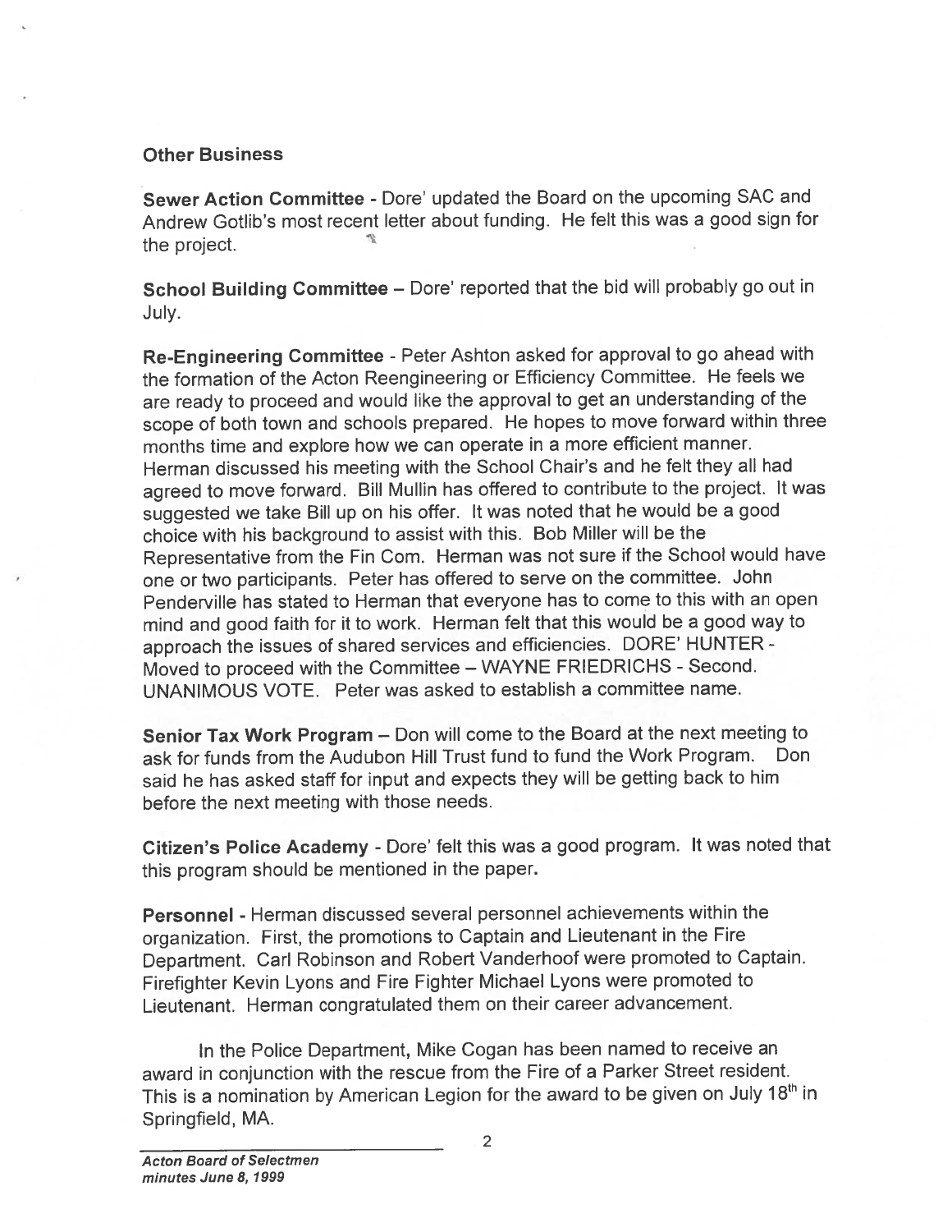## Other Business

**Sewer Action Committee** - Dore' updated the Board on the upcoming SAC and Andrew Gotlib's most recent letter about funding. He felt this was a good sign for the project.

**School Building Committee** – Dore' reported that the bid will probably go out in July.

**Re-Engineering Committee** - Peter Ashton asked for approval to go ahead with the formation of the Acton Reengineering or Efficiency Committee. He feels we are ready to proceed and would like the approval to get an understanding of the scope of both town and schools prepared. He hopes to move forward within three months time and explore how we can operate in a more efficient manner. Herman discussed his meeting with the School Chair's and he felt they all had agreed to move forward. Bill Mullin has offered to contribute to the project. It was suggested we take Bill up on his offer. It was noted that he would be a good choice with his background to assist with this. Bob Miller will be the Representative from the Fin Com. Herman was not sure if the School would have one or two participants. Peter has offered to serve on the committee. John Penderville has stated to Herman that everyone has to come to this with an open mind and good faith for it to work. Herman felt that this would be a good way to approach the issues of shared services and efficiencies. DORE' HUNTER - Moved to proceed with the Committee – WAYNE FRIEDRICHS - Second. UNANIMOUS VOTE. Peter was asked to establish a committee name.

**Senior Tax Work Program** – Don will come to the Board at the next meeting to ask for funds from the Audubon Hill Trust fund to fund the Work Program. Don said he has asked staff for input and expects they will be getting back to him before the next meeting with those needs.

**Citizen's Police Academy** - Dore' felt this was a good program. It was noted that this program should be mentioned in the paper.

**Personnel** - Herman discussed several personnel achievements within the organization. First, the promotions to Captain and Lieutenant in the Fire Department. Carl Robinson and Robert Vanderhoof were promoted to Captain. Firefighter Kevin Lyons and Fire Fighter Michael Lyons were promoted to Lieutenant. Herman congratulated them on their career advancement.

In the Police Department, Mike Cogan has been named to receive an award in conjunction with the rescue from the Fire of a Parker Street resident. This is a nomination by American Legion for the award to be given on July 18th in Springfield, MA.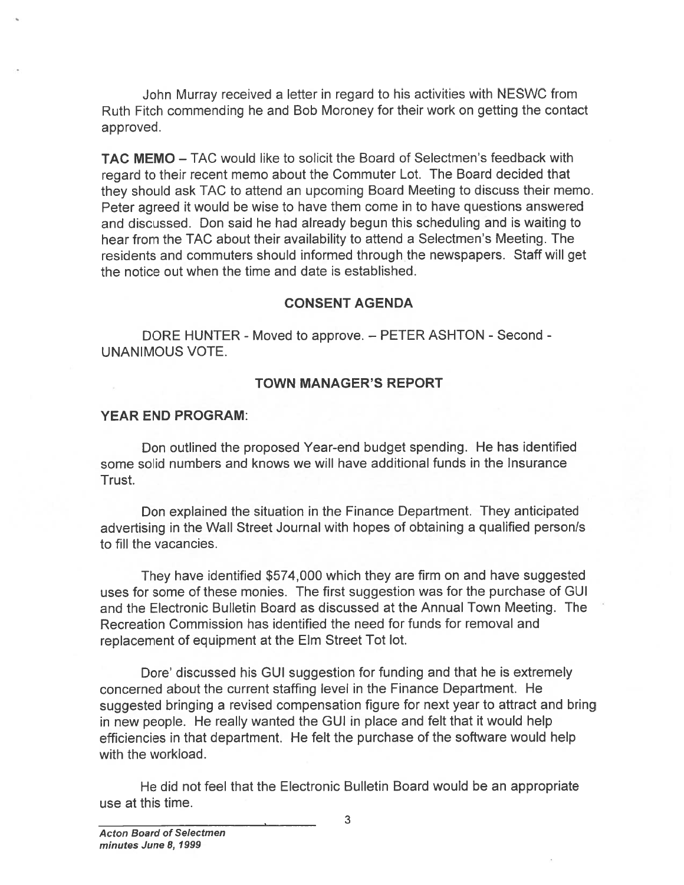John Murray received a letter in regard to his activities with NESWC from Ruth Fitch commending he and Bob Moroney for their work on getting the contact approved.

**TAC MEMO** – TAC would like to solicit the Board of Selectmen's feedback with regard to their recent memo about the Commuter Lot. The Board decided that they should ask TAC to attend an upcoming Board Meeting to discuss their memo. Peter agreed it would be wise to have them come in to have questions answered and discussed. Don said he had already begun this scheduling and is waiting to hear from the TAC about their availability to attend a Selectmen's Meeting. The residents and commuters should informed through the newspapers. Staff will get the notice out when the time and date is established.

## CONSENT AGENDA

DORE HUNTER - Moved to approve. – PETER ASHTON - Second - UNANIMOUS VOTE.

## TOWN MANAGER'S REPORT

**YEAR END PROGRAM**:

Don outlined the proposed Year-end budget spending. He has identified some solid numbers and knows we will have additional funds in the Insurance Trust.

Don explained the situation in the Finance Department. They anticipated advertising in the Wall Street Journal with hopes of obtaining a qualified person/s to fill the vacancies.

They have identified $574,000 which they are firm on and have suggested uses for some of these monies. The first suggestion was for the purchase of GUI and the Electronic Bulletin Board as discussed at the Annual Town Meeting. The Recreation Commission has identified the need for funds for removal and replacement of equipment at the Elm Street Tot lot.

Dore' discussed his GUI suggestion for funding and that he is extremely concerned about the current staffing level in the Finance Department. He suggested bringing a revised compensation figure for next year to attract and bring in new people. He really wanted the GUI in place and felt that it would help efficiencies in that department. He felt the purchase of the software would help with the workload.

He did not feel that the Electronic Bulletin Board would be an appropriate use at this time.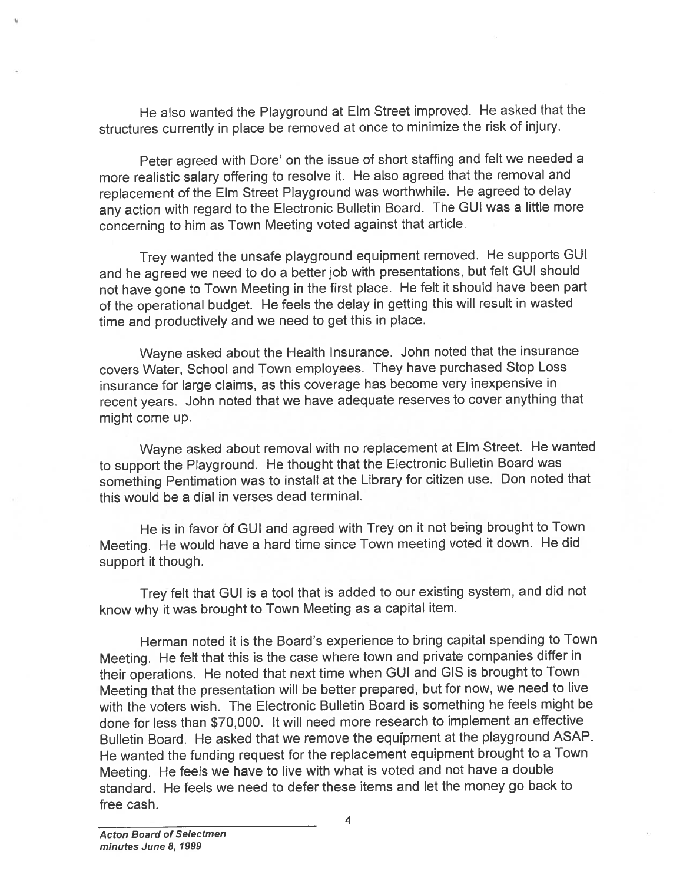He also wanted the Playground at Elm Street improved. He asked that the structures currently in place be removed at once to minimize the risk of injury.

Peter agreed with Dore' on the issue of short staffing and felt we needed a more realistic salary offering to resolve it. He also agreed that the removal and replacement of the Elm Street Playground was worthwhile. He agreed to delay any action with regard to the Electronic Bulletin Board. The GUI was a little more concerning to him as Town Meeting voted against that article.

Trey wanted the unsafe playground equipment removed. He supports GUI and he agreed we need to do a better job with presentations, but felt GUI should not have gone to Town Meeting in the first place. He felt it should have been part of the operational budget. He feels the delay in getting this will result in wasted time and productively and we need to get this in place.

Wayne asked about the Health Insurance. John noted that the insurance covers Water, School and Town employees. They have purchased Stop Loss insurance for large claims, as this coverage has become very inexpensive in recent years. John noted that we have adequate reserves to cover anything that might come up.

Wayne asked about removal with no replacement at Elm Street. He wanted to support the Playground. He thought that the Electronic Bulletin Board was something Pentimation was to install at the Library for citizen use. Don noted that this would be a dial in verses dead terminal.

He is in favor of GUI and agreed with Trey on it not being brought to Town Meeting. He would have a hard time since Town meeting voted it down. He did support it though.

Trey felt that GUI is a tool that is added to our existing system, and did not know why it was brought to Town Meeting as a capital item.

Herman noted it is the Board's experience to bring capital spending to Town Meeting. He felt that this is the case where town and private companies differ in their operations. He noted that next time when GUI and GIS is brought to Town Meeting that the presentation will be better prepared, but for now, we need to live with the voters wish. The Electronic Bulletin Board is something he feels might be done for less than $70,000. It will need more research to implement an effective Bulletin Board. He asked that we remove the equipment at the playground ASAP. He wanted the funding request for the replacement equipment brought to a Town Meeting. He feels we have to live with what is voted and not have a double standard. He feels we need to defer these items and let the money go back to free cash.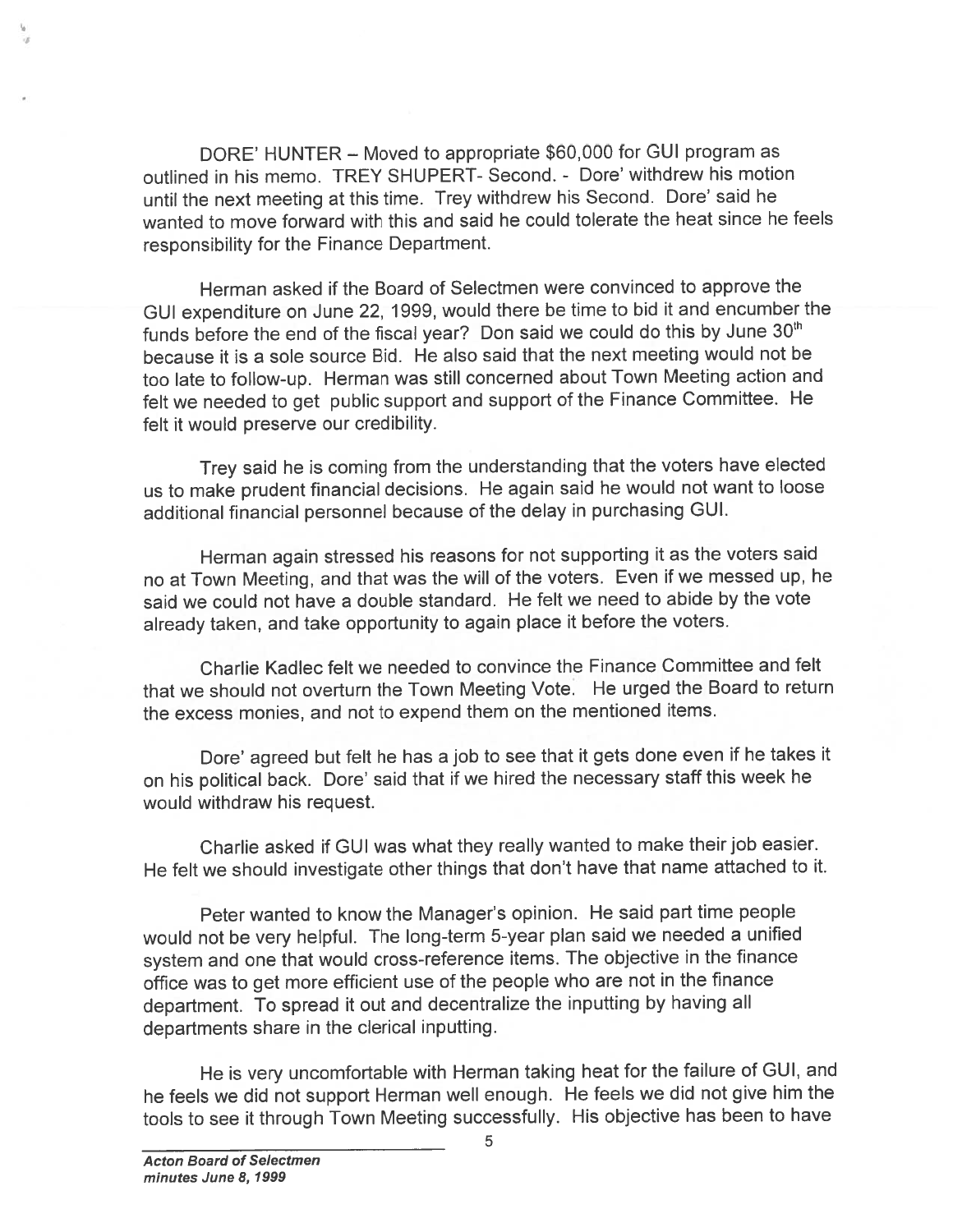DORE' HUNTER – Moved to appropriate $60,000 for GUI program as outlined in his memo. TREY SHUPERT- Second. - Dore' withdrew his motion until the next meeting at this time. Trey withdrew his Second. Dore' said he wanted to move forward with this and said he could tolerate the heat since he feels responsibility for the Finance Department.

Herman asked if the Board of Selectmen were convinced to approve the GUI expenditure on June 22, 1999, would there be time to bid it and encumber the funds before the end of the fiscal year? Don said we could do this by June 30th because it is a sole source Bid. He also said that the next meeting would not be too late to follow-up. Herman was still concerned about Town Meeting action and felt we needed to get public support and support of the Finance Committee. He felt it would preserve our credibility.

Trey said he is coming from the understanding that the voters have elected us to make prudent financial decisions. He again said he would not want to loose additional financial personnel because of the delay in purchasing GUI.

Herman again stressed his reasons for not supporting it as the voters said no at Town Meeting, and that was the will of the voters. Even if we messed up, he said we could not have a double standard. He felt we need to abide by the vote already taken, and take opportunity to again place it before the voters.

Charlie Kadlec felt we needed to convince the Finance Committee and felt that we should not overturn the Town Meeting Vote. He urged the Board to return the excess monies, and not to expend them on the mentioned items.

Dore' agreed but felt he has a job to see that it gets done even if he takes it on his political back. Dore' said that if we hired the necessary staff this week he would withdraw his request.

Charlie asked if GUI was what they really wanted to make their job easier. He felt we should investigate other things that don't have that name attached to it.

Peter wanted to know the Manager's opinion. He said part time people would not be very helpful. The long-term 5-year plan said we needed a unified system and one that would cross-reference items. The objective in the finance office was to get more efficient use of the people who are not in the finance department. To spread it out and decentralize the inputting by having all departments share in the clerical inputting.

He is very uncomfortable with Herman taking heat for the failure of GUI, and he feels we did not support Herman well enough. He feels we did not give him the tools to see it through Town Meeting successfully. His objective has been to have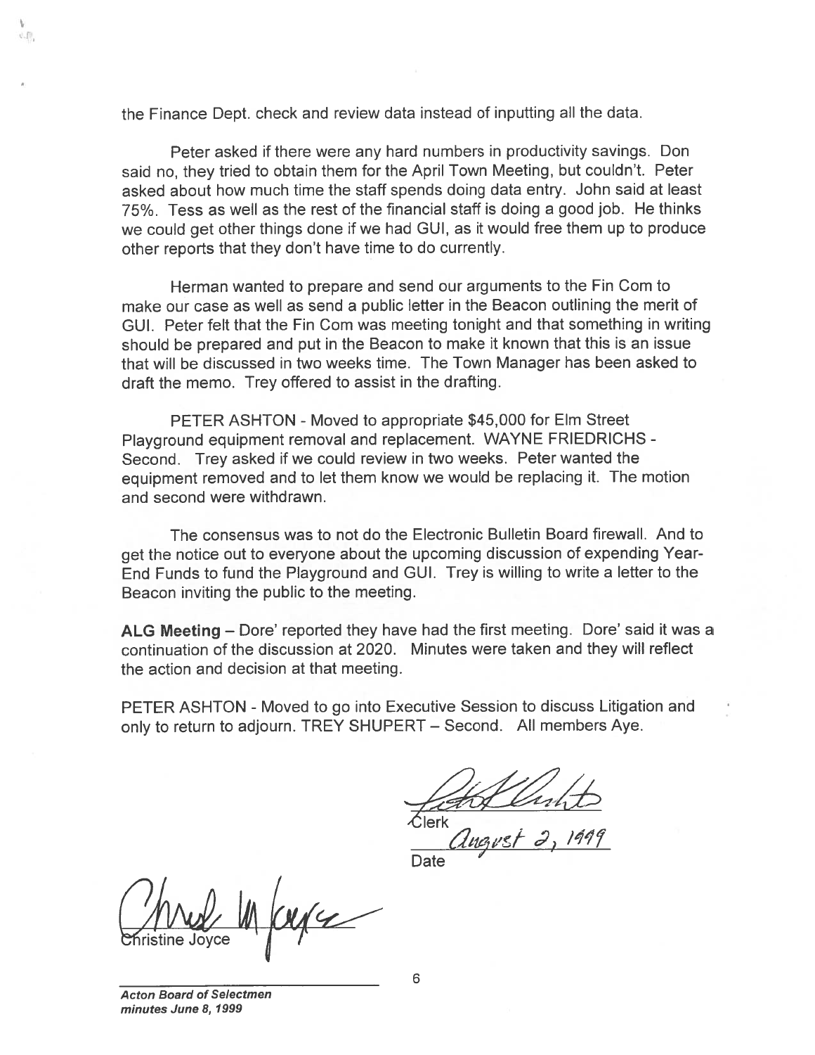the Finance Dept. check and review data instead of inputting all the data.

Peter asked if there were any hard numbers in productivity savings. Don said no, they tried to obtain them for the April Town Meeting, but couldn't. Peter asked about how much time the staff spends doing data entry. John said at least 75%. Tess as well as the rest of the financial staff is doing a good job. He thinks we could get other things done if we had GUI, as it would free them up to produce other reports that they don't have time to do currently.

Herman wanted to prepare and send our arguments to the Fin Com to make our case as well as send a public letter in the Beacon outlining the merit of GUI. Peter felt that the Fin Com was meeting tonight and that something in writing should be prepared and put in the Beacon to make it known that this is an issue that will be discussed in two weeks time. The Town Manager has been asked to draft the memo. Trey offered to assist in the drafting.

PETER ASHTON - Moved to appropriate $45,000 for Elm Street Playground equipment removal and replacement. WAYNE FRIEDRICHS - Second. Trey asked if we could review in two weeks. Peter wanted the equipment removed and to let them know we would be replacing it. The motion and second were withdrawn.

The consensus was to not do the Electronic Bulletin Board firewall. And to get the notice out to everyone about the upcoming discussion of expending Year-End Funds to fund the Playground and GUI. Trey is willing to write a letter to the Beacon inviting the public to the meeting.

**ALG Meeting** – Dore' reported they have had the first meeting. Dore' said it was a continuation of the discussion at 2020. Minutes were taken and they will reflect the action and decision at that meeting.

PETER ASHTON - Moved to go into Executive Session to discuss Litigation and only to return to adjourn. TREY SHUPERT – Second. All members Aye.

Clerk

August 2, 1999

Date

Christine Joyce

***Acton Board of Selectmen***
***minutes June 8, 1999***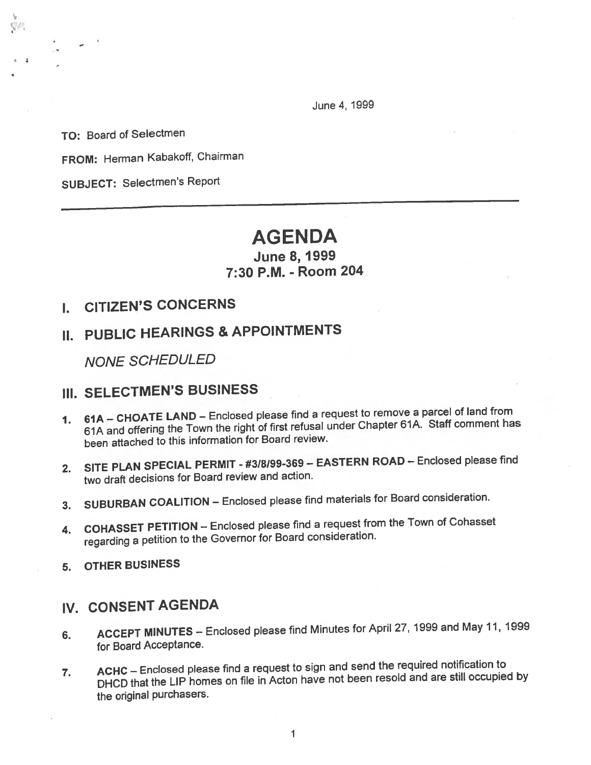June 4, 1999

**TO:** Board of Selectmen

**FROM:** Herman Kabakoff, Chairman

**SUBJECT:** Selectmen's Report

---

# AGENDA

## June 8, 1999
## 7:30 P.M. - Room 204

## I. CITIZEN'S CONCERNS

## II. PUBLIC HEARINGS & APPOINTMENTS

*NONE SCHEDULED*

## III. SELECTMEN'S BUSINESS

1. **61A – CHOATE LAND** – Enclosed please find a request to remove a parcel of land from 61A and offering the Town the right of first refusal under Chapter 61A. Staff comment has been attached to this information for Board review.

2. **SITE PLAN SPECIAL PERMIT - #3/8/99-369 – EASTERN ROAD** – Enclosed please find two draft decisions for Board review and action.

3. **SUBURBAN COALITION** – Enclosed please find materials for Board consideration.

4. **COHASSET PETITION** – Enclosed please find a request from the Town of Cohasset regarding a petition to the Governor for Board consideration.

5. **OTHER BUSINESS**

## IV. CONSENT AGENDA

6. **ACCEPT MINUTES** – Enclosed please find Minutes for April 27, 1999 and May 11, 1999 for Board Acceptance.

7. **ACHC** – Enclosed please find a request to sign and send the required notification to DHCD that the LIP homes on file in Acton have not been resold and are still occupied by the original purchasers.